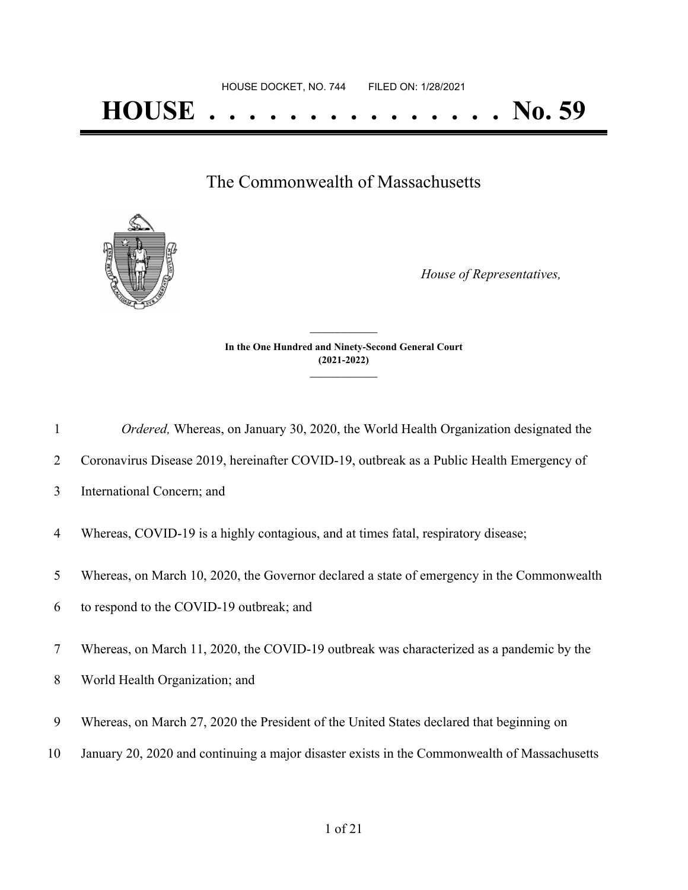HOUSE DOCKET, NO. 744        FILED ON: 1/28/2021

# HOUSE . . . . . . . . . . . . . . . No. 59

The Commonwealth of Massachusetts

*House of Representatives,*

**In the One Hundred and Ninety-Second General Court**
**(2021-2022)**

*Ordered,* Whereas, on January 30, 2020, the World Health Organization designated the Coronavirus Disease 2019, hereinafter COVID-19, outbreak as a Public Health Emergency of International Concern; and

Whereas, COVID-19 is a highly contagious, and at times fatal, respiratory disease;

Whereas, on March 10, 2020, the Governor declared a state of emergency in the Commonwealth to respond to the COVID-19 outbreak; and

Whereas, on March 11, 2020, the COVID-19 outbreak was characterized as a pandemic by the World Health Organization; and

Whereas, on March 27, 2020 the President of the United States declared that beginning on January 20, 2020 and continuing a major disaster exists in the Commonwealth of Massachusetts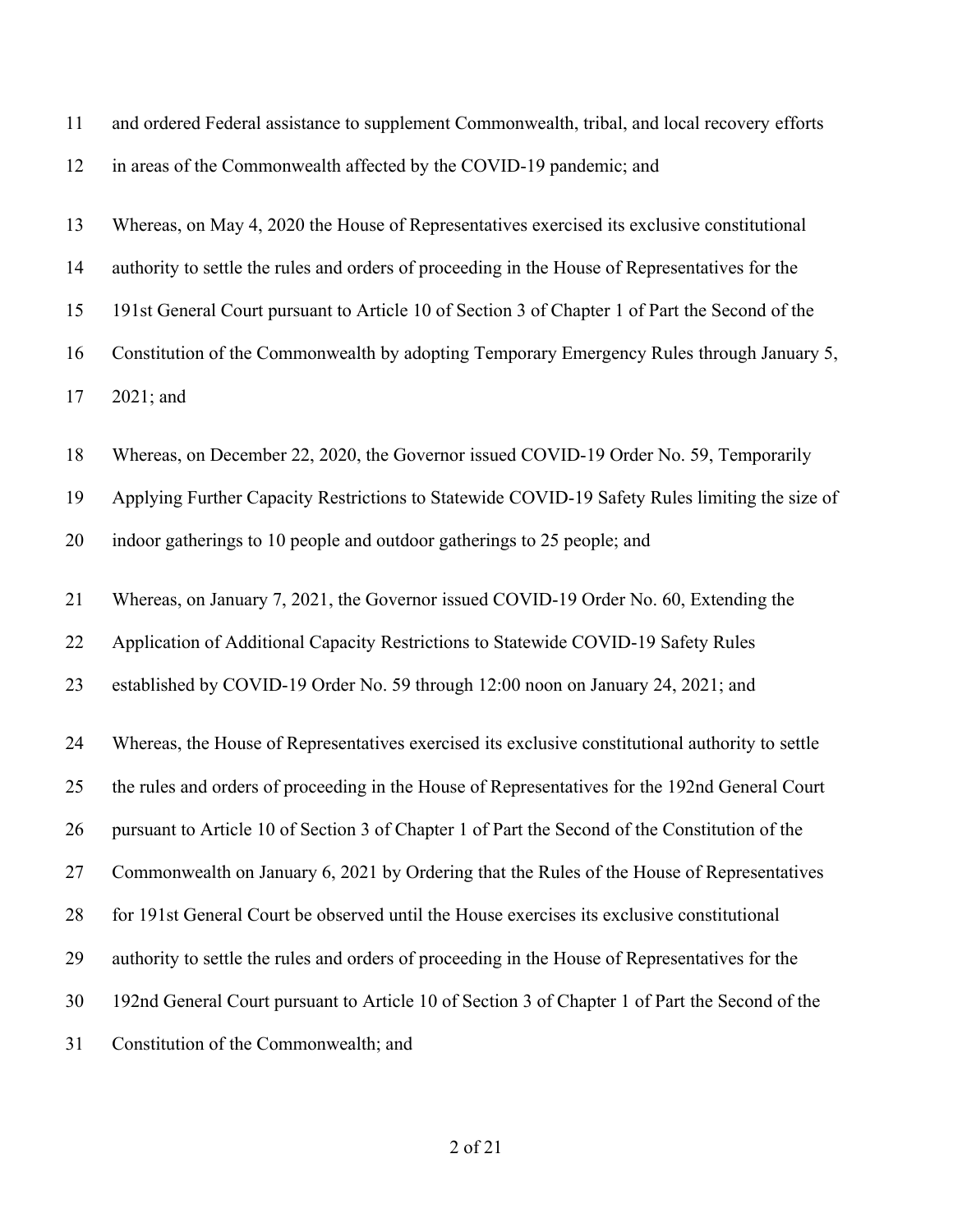and ordered Federal assistance to supplement Commonwealth, tribal, and local recovery efforts in areas of the Commonwealth affected by the COVID-19 pandemic; and

Whereas, on May 4, 2020 the House of Representatives exercised its exclusive constitutional authority to settle the rules and orders of proceeding in the House of Representatives for the 191st General Court pursuant to Article 10 of Section 3 of Chapter 1 of Part the Second of the Constitution of the Commonwealth by adopting Temporary Emergency Rules through January 5, 2021; and

Whereas, on December 22, 2020, the Governor issued COVID-19 Order No. 59, Temporarily Applying Further Capacity Restrictions to Statewide COVID-19 Safety Rules limiting the size of indoor gatherings to 10 people and outdoor gatherings to 25 people; and

Whereas, on January 7, 2021, the Governor issued COVID-19 Order No. 60, Extending the Application of Additional Capacity Restrictions to Statewide COVID-19 Safety Rules established by COVID-19 Order No. 59 through 12:00 noon on January 24, 2021; and

Whereas, the House of Representatives exercised its exclusive constitutional authority to settle the rules and orders of proceeding in the House of Representatives for the 192nd General Court pursuant to Article 10 of Section 3 of Chapter 1 of Part the Second of the Constitution of the Commonwealth on January 6, 2021 by Ordering that the Rules of the House of Representatives for 191st General Court be observed until the House exercises its exclusive constitutional authority to settle the rules and orders of proceeding in the House of Representatives for the 192nd General Court pursuant to Article 10 of Section 3 of Chapter 1 of Part the Second of the Constitution of the Commonwealth; and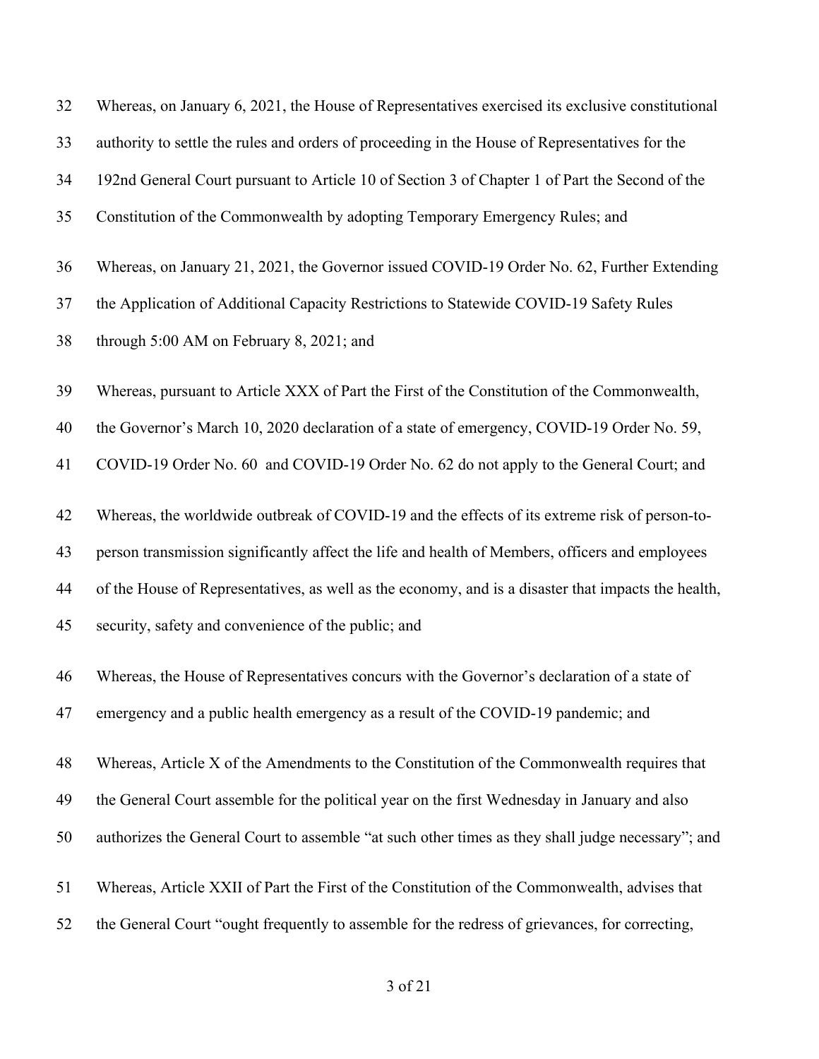Whereas, on January 6, 2021, the House of Representatives exercised its exclusive constitutional authority to settle the rules and orders of proceeding in the House of Representatives for the 192nd General Court pursuant to Article 10 of Section 3 of Chapter 1 of Part the Second of the Constitution of the Commonwealth by adopting Temporary Emergency Rules; and

Whereas, on January 21, 2021, the Governor issued COVID-19 Order No. 62, Further Extending the Application of Additional Capacity Restrictions to Statewide COVID-19 Safety Rules through 5:00 AM on February 8, 2021; and

Whereas, pursuant to Article XXX of Part the First of the Constitution of the Commonwealth, the Governor's March 10, 2020 declaration of a state of emergency, COVID-19 Order No. 59, COVID-19 Order No. 60 and COVID-19 Order No. 62 do not apply to the General Court; and

Whereas, the worldwide outbreak of COVID-19 and the effects of its extreme risk of person-to-person transmission significantly affect the life and health of Members, officers and employees of the House of Representatives, as well as the economy, and is a disaster that impacts the health, security, safety and convenience of the public; and

Whereas, the House of Representatives concurs with the Governor's declaration of a state of emergency and a public health emergency as a result of the COVID-19 pandemic; and

Whereas, Article X of the Amendments to the Constitution of the Commonwealth requires that the General Court assemble for the political year on the first Wednesday in January and also authorizes the General Court to assemble "at such other times as they shall judge necessary"; and

Whereas, Article XXII of Part the First of the Constitution of the Commonwealth, advises that the General Court "ought frequently to assemble for the redress of grievances, for correcting,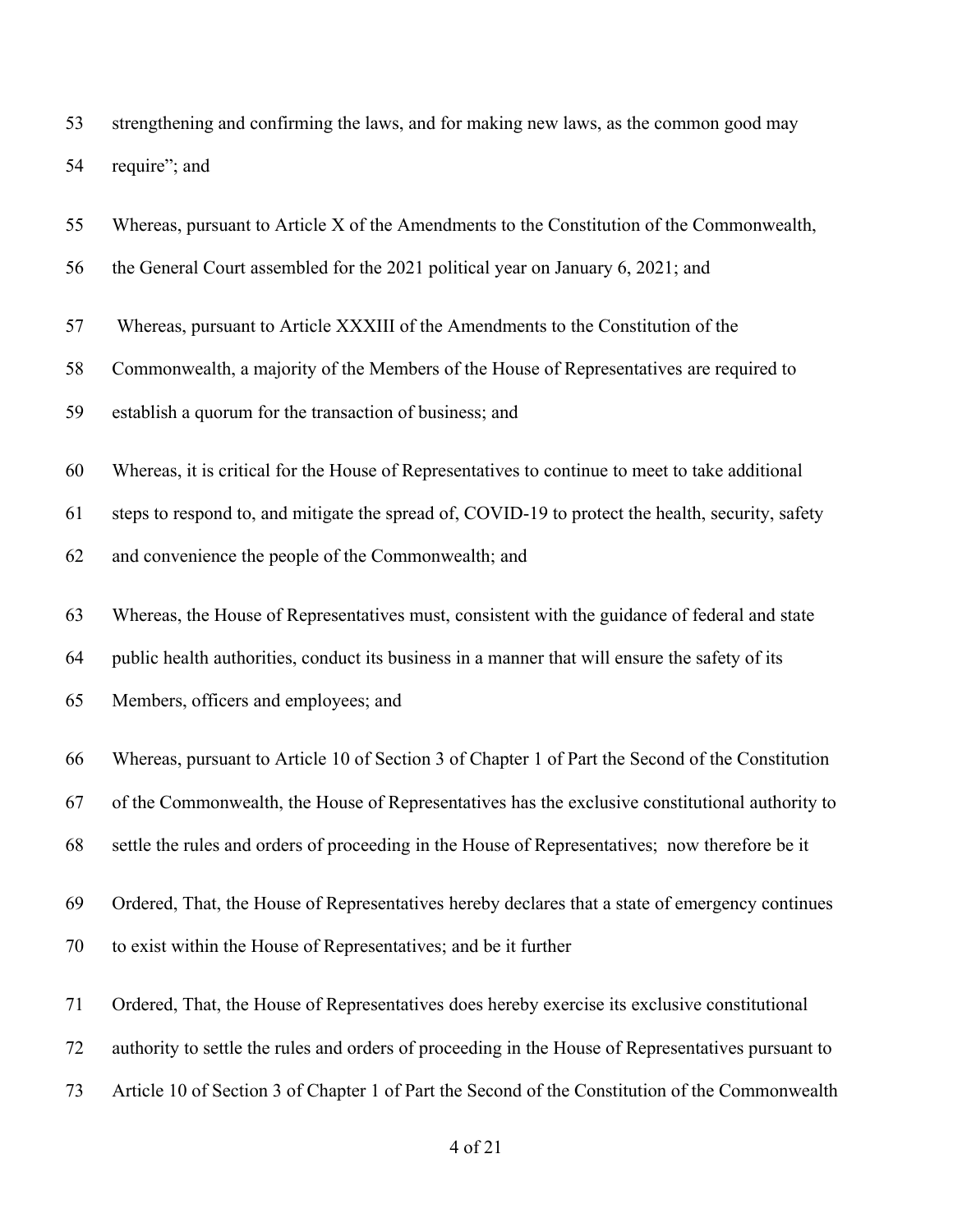strengthening and confirming the laws, and for making new laws, as the common good may require"; and

Whereas, pursuant to Article X of the Amendments to the Constitution of the Commonwealth, the General Court assembled for the 2021 political year on January 6, 2021; and

Whereas, pursuant to Article XXXIII of the Amendments to the Constitution of the Commonwealth, a majority of the Members of the House of Representatives are required to establish a quorum for the transaction of business; and

Whereas, it is critical for the House of Representatives to continue to meet to take additional steps to respond to, and mitigate the spread of, COVID-19 to protect the health, security, safety and convenience the people of the Commonwealth; and

Whereas, the House of Representatives must, consistent with the guidance of federal and state public health authorities, conduct its business in a manner that will ensure the safety of its Members, officers and employees; and

Whereas, pursuant to Article 10 of Section 3 of Chapter 1 of Part the Second of the Constitution of the Commonwealth, the House of Representatives has the exclusive constitutional authority to settle the rules and orders of proceeding in the House of Representatives; now therefore be it

Ordered, That, the House of Representatives hereby declares that a state of emergency continues to exist within the House of Representatives; and be it further

Ordered, That, the House of Representatives does hereby exercise its exclusive constitutional authority to settle the rules and orders of proceeding in the House of Representatives pursuant to Article 10 of Section 3 of Chapter 1 of Part the Second of the Constitution of the Commonwealth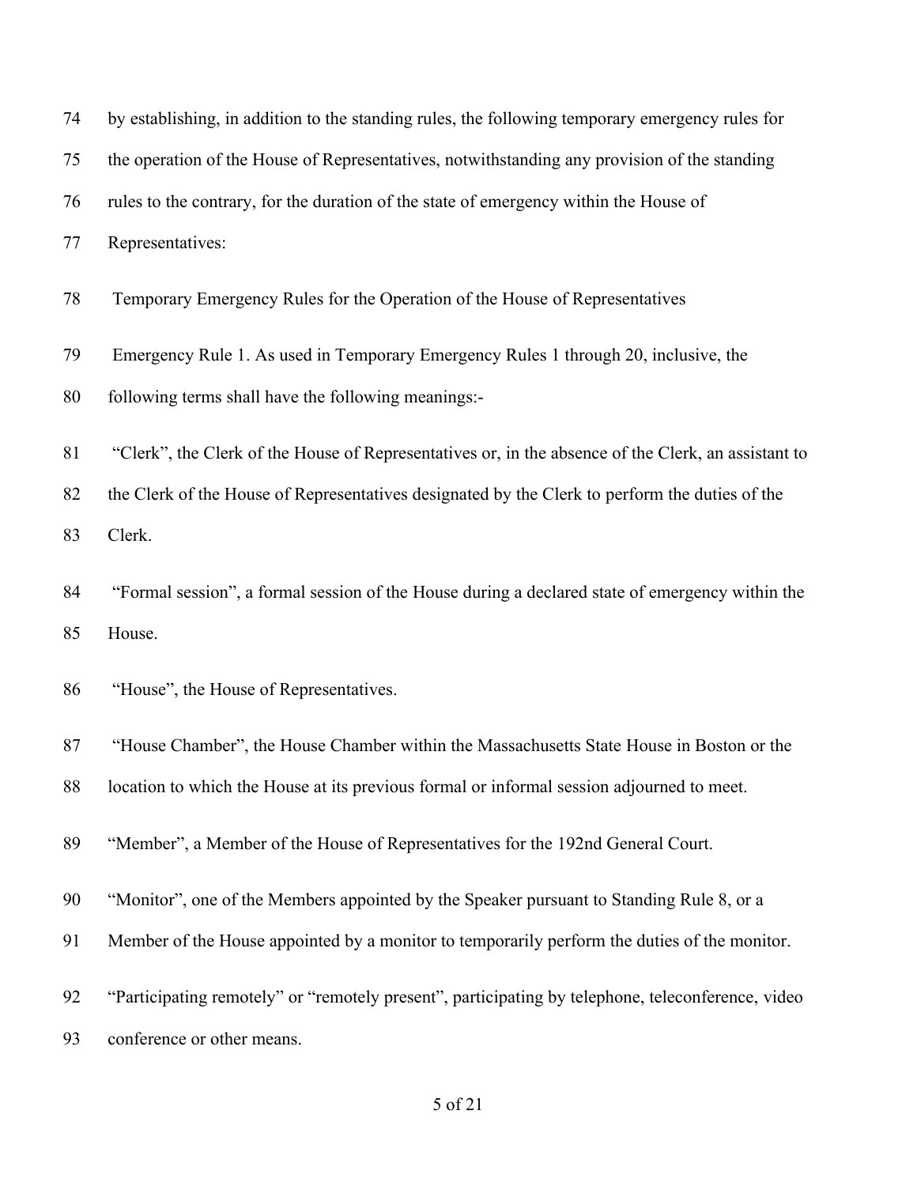by establishing, in addition to the standing rules, the following temporary emergency rules for the operation of the House of Representatives, notwithstanding any provision of the standing rules to the contrary, for the duration of the state of emergency within the House of Representatives:

## Temporary Emergency Rules for the Operation of the House of Representatives

Emergency Rule 1. As used in Temporary Emergency Rules 1 through 20, inclusive, the following terms shall have the following meanings:-

"Clerk", the Clerk of the House of Representatives or, in the absence of the Clerk, an assistant to the Clerk of the House of Representatives designated by the Clerk to perform the duties of the Clerk.

"Formal session", a formal session of the House during a declared state of emergency within the House.

"House", the House of Representatives.

"House Chamber", the House Chamber within the Massachusetts State House in Boston or the location to which the House at its previous formal or informal session adjourned to meet.

"Member", a Member of the House of Representatives for the 192nd General Court.

"Monitor", one of the Members appointed by the Speaker pursuant to Standing Rule 8, or a Member of the House appointed by a monitor to temporarily perform the duties of the monitor.

"Participating remotely" or "remotely present", participating by telephone, teleconference, video conference or other means.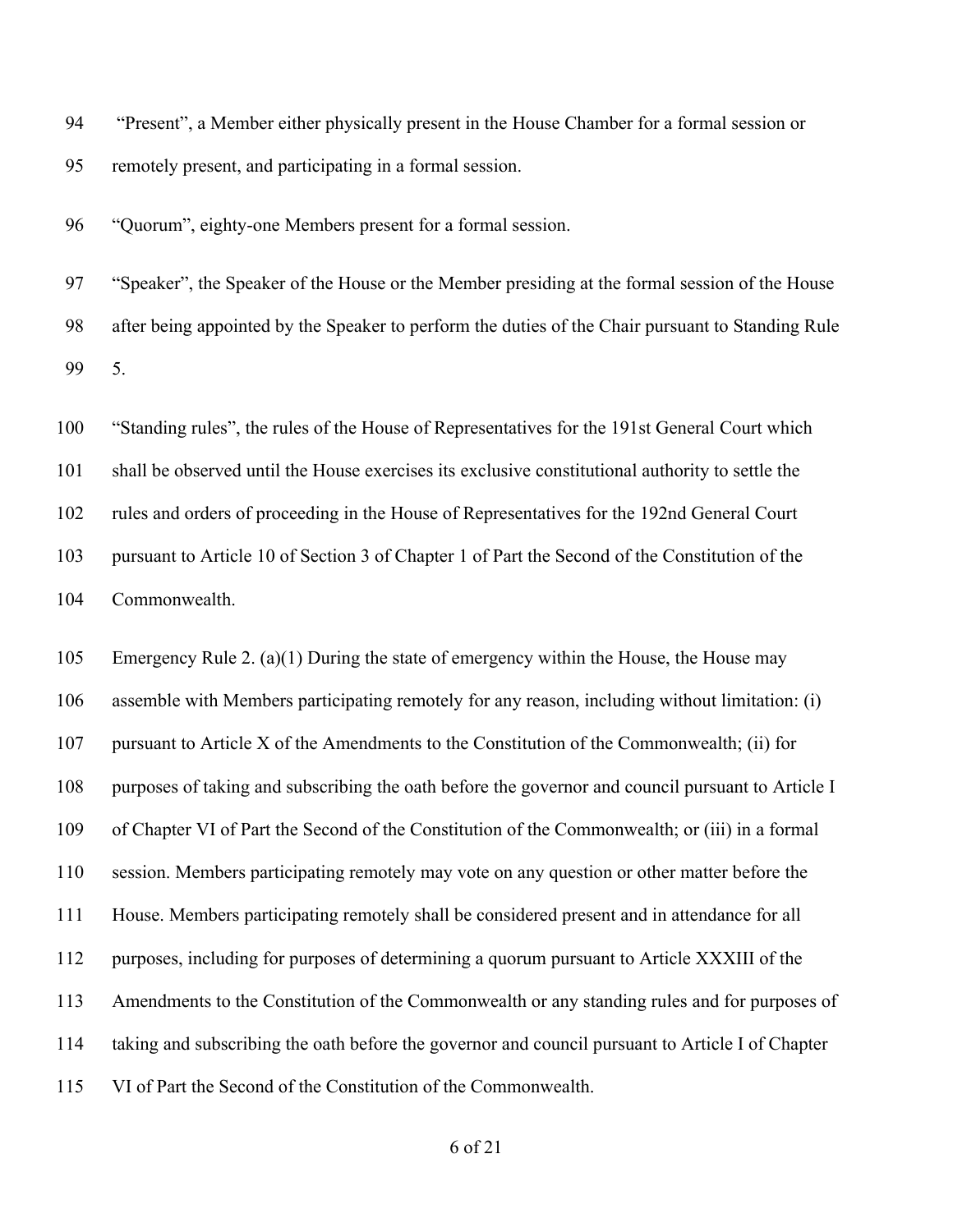"Present", a Member either physically present in the House Chamber for a formal session or remotely present, and participating in a formal session.

"Quorum", eighty-one Members present for a formal session.

"Speaker", the Speaker of the House or the Member presiding at the formal session of the House after being appointed by the Speaker to perform the duties of the Chair pursuant to Standing Rule 5.

"Standing rules", the rules of the House of Representatives for the 191st General Court which shall be observed until the House exercises its exclusive constitutional authority to settle the rules and orders of proceeding in the House of Representatives for the 192nd General Court pursuant to Article 10 of Section 3 of Chapter 1 of Part the Second of the Constitution of the Commonwealth.

Emergency Rule 2. (a)(1) During the state of emergency within the House, the House may assemble with Members participating remotely for any reason, including without limitation: (i) pursuant to Article X of the Amendments to the Constitution of the Commonwealth; (ii) for purposes of taking and subscribing the oath before the governor and council pursuant to Article I of Chapter VI of Part the Second of the Constitution of the Commonwealth; or (iii) in a formal session. Members participating remotely may vote on any question or other matter before the House. Members participating remotely shall be considered present and in attendance for all purposes, including for purposes of determining a quorum pursuant to Article XXXIII of the Amendments to the Constitution of the Commonwealth or any standing rules and for purposes of taking and subscribing the oath before the governor and council pursuant to Article I of Chapter VI of Part the Second of the Constitution of the Commonwealth.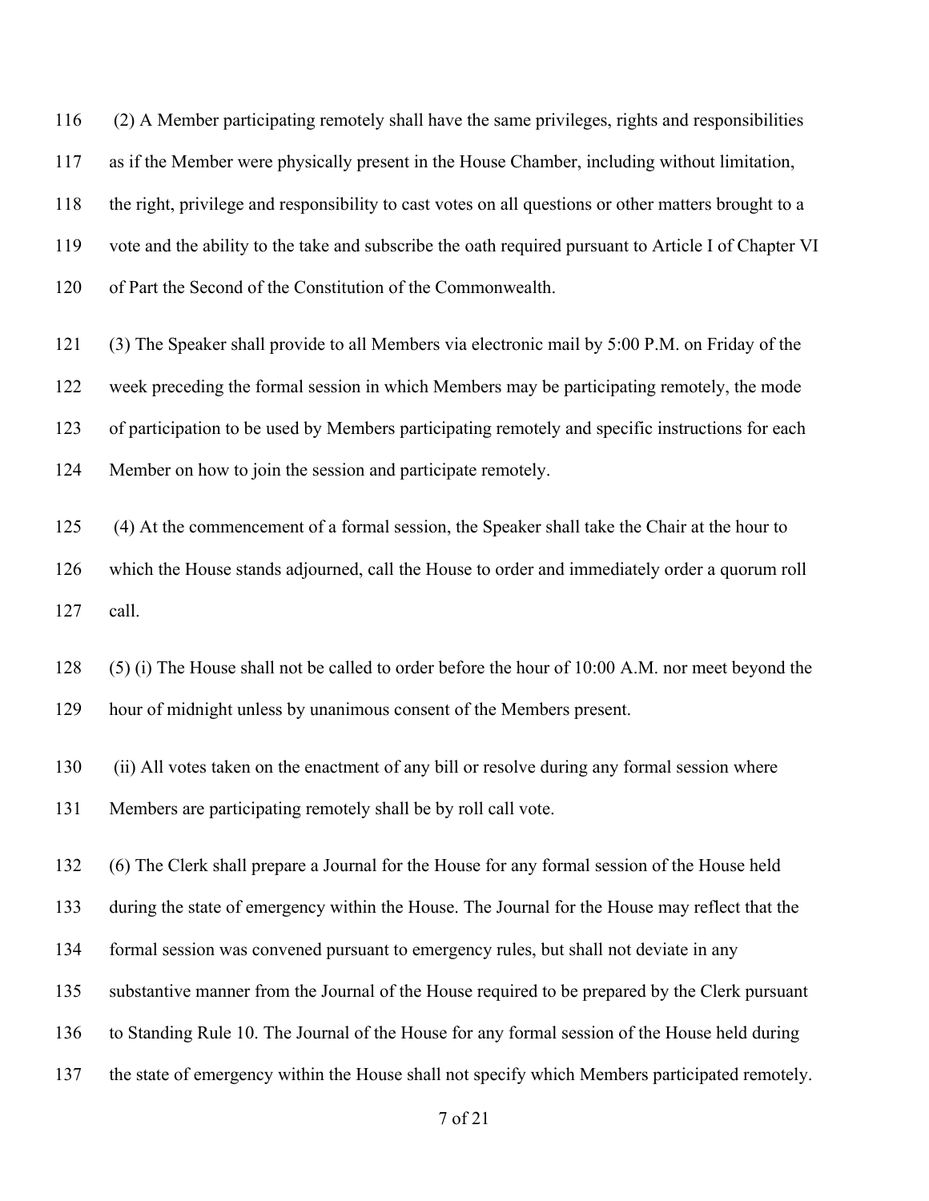(2) A Member participating remotely shall have the same privileges, rights and responsibilities as if the Member were physically present in the House Chamber, including without limitation, the right, privilege and responsibility to cast votes on all questions or other matters brought to a vote and the ability to the take and subscribe the oath required pursuant to Article I of Chapter VI of Part the Second of the Constitution of the Commonwealth.

(3) The Speaker shall provide to all Members via electronic mail by 5:00 P.M. on Friday of the week preceding the formal session in which Members may be participating remotely, the mode of participation to be used by Members participating remotely and specific instructions for each Member on how to join the session and participate remotely.

(4) At the commencement of a formal session, the Speaker shall take the Chair at the hour to which the House stands adjourned, call the House to order and immediately order a quorum roll call.

(5) (i) The House shall not be called to order before the hour of 10:00 A.M. nor meet beyond the hour of midnight unless by unanimous consent of the Members present.

(ii) All votes taken on the enactment of any bill or resolve during any formal session where Members are participating remotely shall be by roll call vote.

(6) The Clerk shall prepare a Journal for the House for any formal session of the House held during the state of emergency within the House. The Journal for the House may reflect that the formal session was convened pursuant to emergency rules, but shall not deviate in any substantive manner from the Journal of the House required to be prepared by the Clerk pursuant to Standing Rule 10. The Journal of the House for any formal session of the House held during the state of emergency within the House shall not specify which Members participated remotely.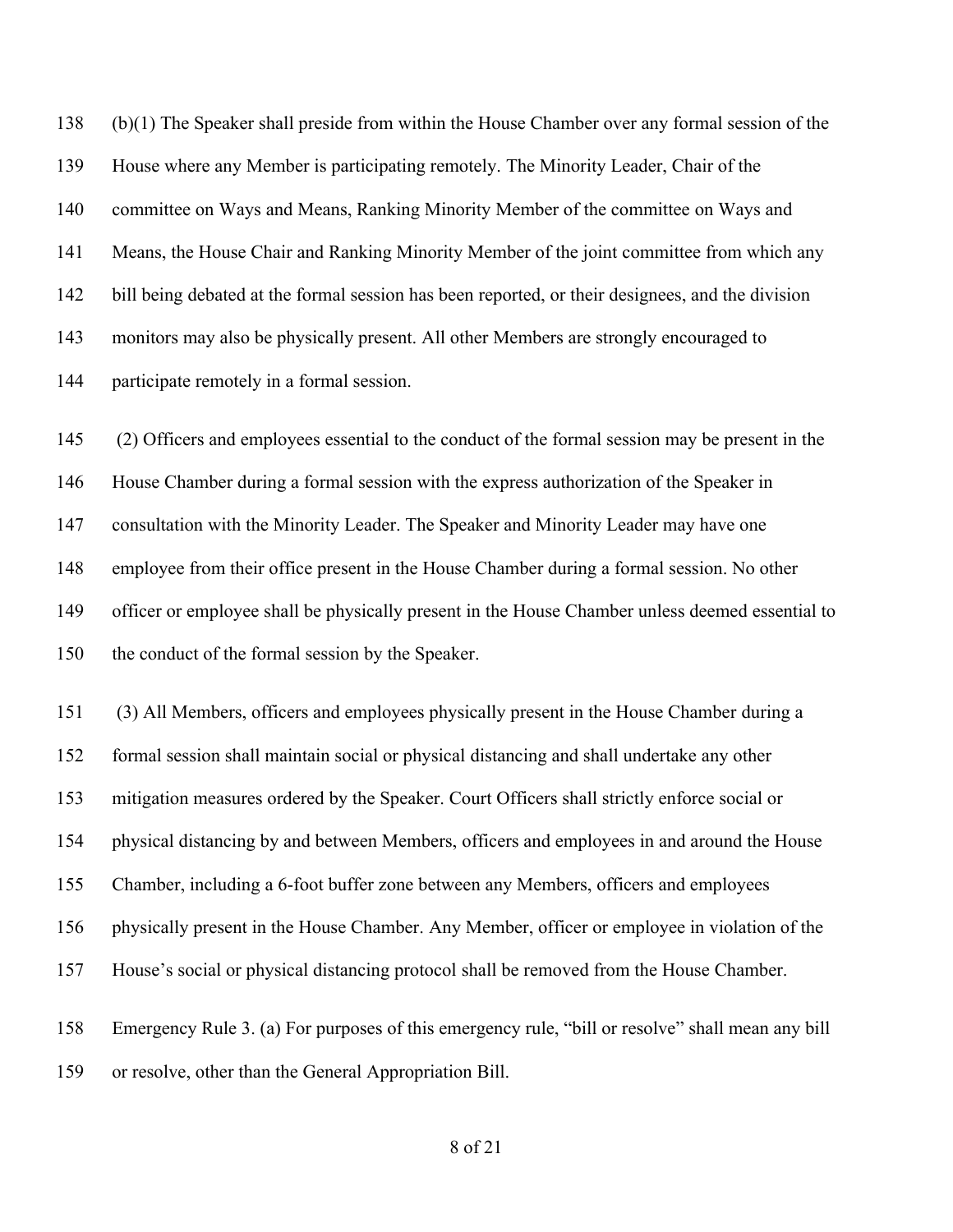(b)(1) The Speaker shall preside from within the House Chamber over any formal session of the House where any Member is participating remotely. The Minority Leader, Chair of the committee on Ways and Means, Ranking Minority Member of the committee on Ways and Means, the House Chair and Ranking Minority Member of the joint committee from which any bill being debated at the formal session has been reported, or their designees, and the division monitors may also be physically present. All other Members are strongly encouraged to participate remotely in a formal session.

(2) Officers and employees essential to the conduct of the formal session may be present in the House Chamber during a formal session with the express authorization of the Speaker in consultation with the Minority Leader. The Speaker and Minority Leader may have one employee from their office present in the House Chamber during a formal session. No other officer or employee shall be physically present in the House Chamber unless deemed essential to the conduct of the formal session by the Speaker.

(3) All Members, officers and employees physically present in the House Chamber during a formal session shall maintain social or physical distancing and shall undertake any other mitigation measures ordered by the Speaker. Court Officers shall strictly enforce social or physical distancing by and between Members, officers and employees in and around the House Chamber, including a 6-foot buffer zone between any Members, officers and employees physically present in the House Chamber. Any Member, officer or employee in violation of the House's social or physical distancing protocol shall be removed from the House Chamber.

Emergency Rule 3. (a) For purposes of this emergency rule, "bill or resolve" shall mean any bill or resolve, other than the General Appropriation Bill.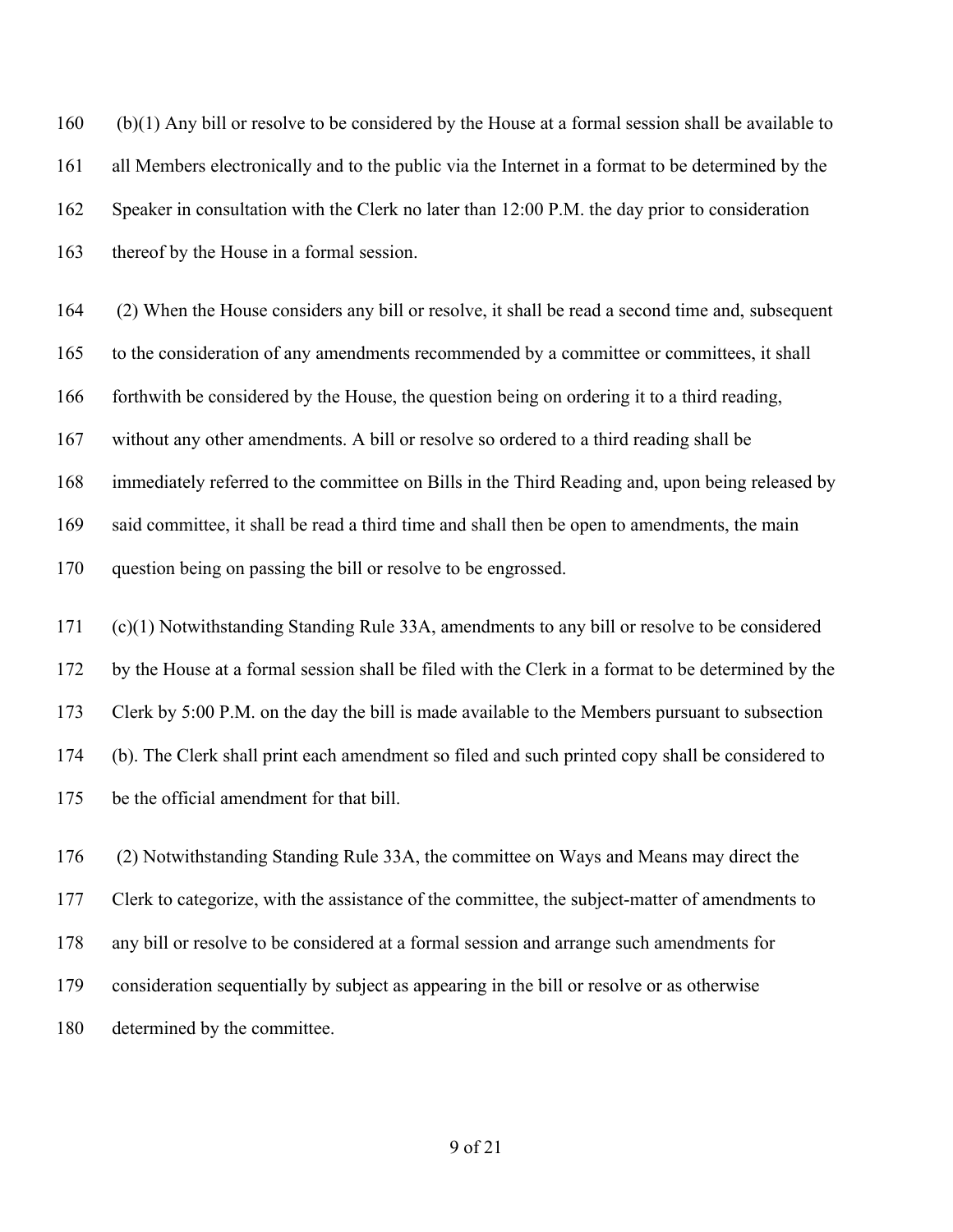(b)(1) Any bill or resolve to be considered by the House at a formal session shall be available to all Members electronically and to the public via the Internet in a format to be determined by the Speaker in consultation with the Clerk no later than 12:00 P.M. the day prior to consideration thereof by the House in a formal session.

(2) When the House considers any bill or resolve, it shall be read a second time and, subsequent to the consideration of any amendments recommended by a committee or committees, it shall forthwith be considered by the House, the question being on ordering it to a third reading, without any other amendments. A bill or resolve so ordered to a third reading shall be immediately referred to the committee on Bills in the Third Reading and, upon being released by said committee, it shall be read a third time and shall then be open to amendments, the main question being on passing the bill or resolve to be engrossed.

(c)(1) Notwithstanding Standing Rule 33A, amendments to any bill or resolve to be considered by the House at a formal session shall be filed with the Clerk in a format to be determined by the Clerk by 5:00 P.M. on the day the bill is made available to the Members pursuant to subsection (b). The Clerk shall print each amendment so filed and such printed copy shall be considered to be the official amendment for that bill.

(2) Notwithstanding Standing Rule 33A, the committee on Ways and Means may direct the Clerk to categorize, with the assistance of the committee, the subject-matter of amendments to any bill or resolve to be considered at a formal session and arrange such amendments for consideration sequentially by subject as appearing in the bill or resolve or as otherwise determined by the committee.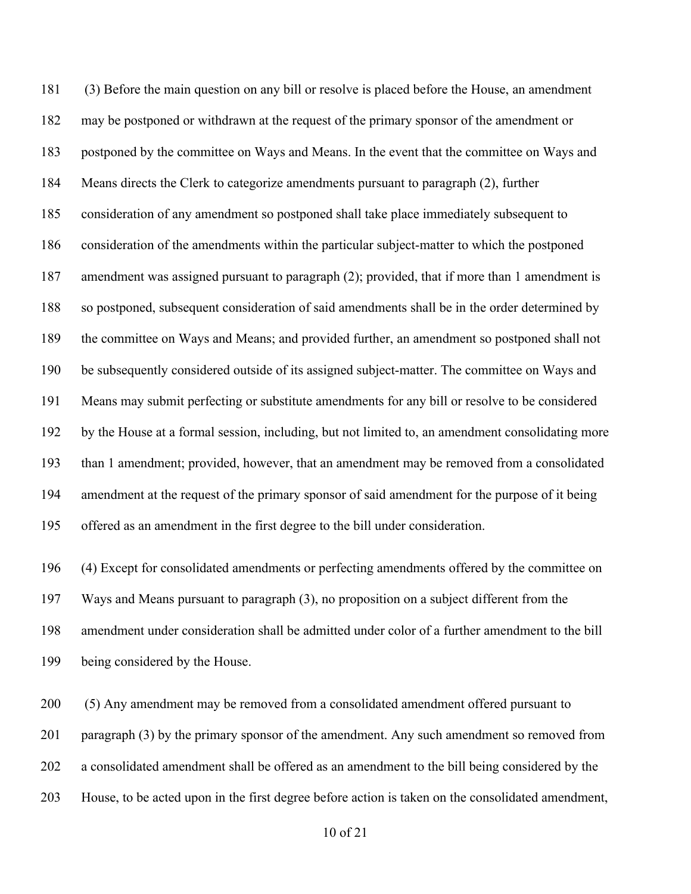(3) Before the main question on any bill or resolve is placed before the House, an amendment may be postponed or withdrawn at the request of the primary sponsor of the amendment or postponed by the committee on Ways and Means. In the event that the committee on Ways and Means directs the Clerk to categorize amendments pursuant to paragraph (2), further consideration of any amendment so postponed shall take place immediately subsequent to consideration of the amendments within the particular subject-matter to which the postponed amendment was assigned pursuant to paragraph (2); provided, that if more than 1 amendment is so postponed, subsequent consideration of said amendments shall be in the order determined by the committee on Ways and Means; and provided further, an amendment so postponed shall not be subsequently considered outside of its assigned subject-matter. The committee on Ways and Means may submit perfecting or substitute amendments for any bill or resolve to be considered by the House at a formal session, including, but not limited to, an amendment consolidating more than 1 amendment; provided, however, that an amendment may be removed from a consolidated amendment at the request of the primary sponsor of said amendment for the purpose of it being offered as an amendment in the first degree to the bill under consideration.

(4) Except for consolidated amendments or perfecting amendments offered by the committee on Ways and Means pursuant to paragraph (3), no proposition on a subject different from the amendment under consideration shall be admitted under color of a further amendment to the bill being considered by the House.

(5) Any amendment may be removed from a consolidated amendment offered pursuant to paragraph (3) by the primary sponsor of the amendment. Any such amendment so removed from a consolidated amendment shall be offered as an amendment to the bill being considered by the House, to be acted upon in the first degree before action is taken on the consolidated amendment,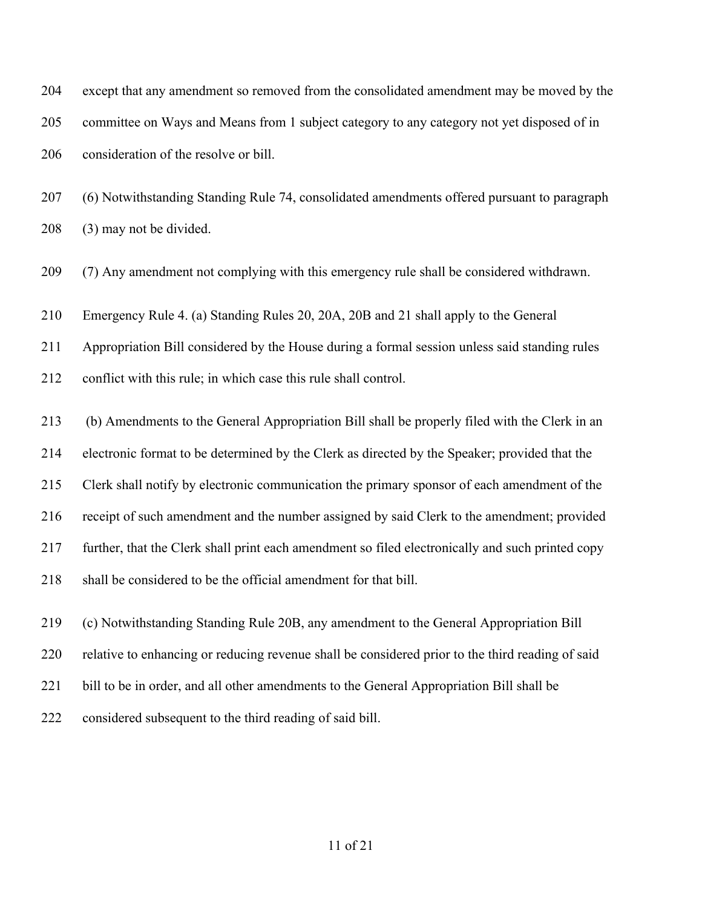204 except that any amendment so removed from the consolidated amendment may be moved by the

205 committee on Ways and Means from 1 subject category to any category not yet disposed of in

206 consideration of the resolve or bill.

207 (6) Notwithstanding Standing Rule 74, consolidated amendments offered pursuant to paragraph

208 (3) may not be divided.

209 (7) Any amendment not complying with this emergency rule shall be considered withdrawn.

210 Emergency Rule 4. (a) Standing Rules 20, 20A, 20B and 21 shall apply to the General

211 Appropriation Bill considered by the House during a formal session unless said standing rules

212 conflict with this rule; in which case this rule shall control.

213 (b) Amendments to the General Appropriation Bill shall be properly filed with the Clerk in an

214 electronic format to be determined by the Clerk as directed by the Speaker; provided that the

215 Clerk shall notify by electronic communication the primary sponsor of each amendment of the

216 receipt of such amendment and the number assigned by said Clerk to the amendment; provided

217 further, that the Clerk shall print each amendment so filed electronically and such printed copy

218 shall be considered to be the official amendment for that bill.

219 (c) Notwithstanding Standing Rule 20B, any amendment to the General Appropriation Bill

220 relative to enhancing or reducing revenue shall be considered prior to the third reading of said

221 bill to be in order, and all other amendments to the General Appropriation Bill shall be

222 considered subsequent to the third reading of said bill.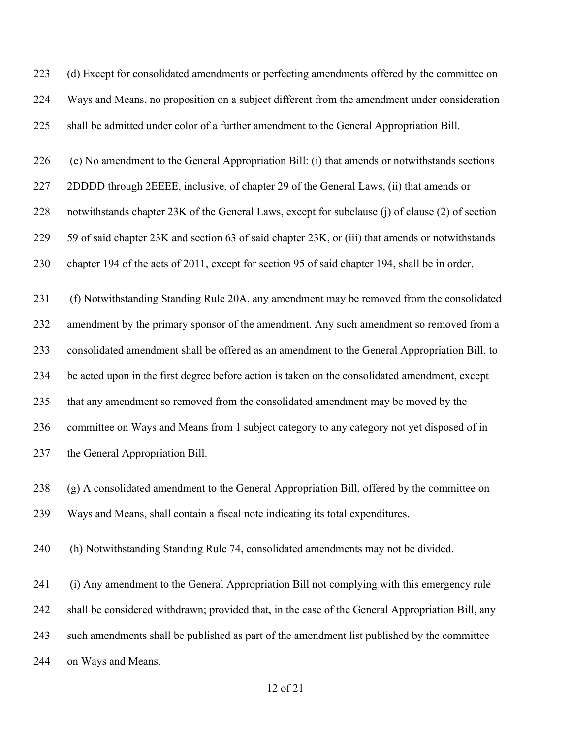223 (d) Except for consolidated amendments or perfecting amendments offered by the committee on
224 Ways and Means, no proposition on a subject different from the amendment under consideration
225 shall be admitted under color of a further amendment to the General Appropriation Bill.

226 (e) No amendment to the General Appropriation Bill: (i) that amends or notwithstands sections
227 2DDDD through 2EEEE, inclusive, of chapter 29 of the General Laws, (ii) that amends or
228 notwithstands chapter 23K of the General Laws, except for subclause (j) of clause (2) of section
229 59 of said chapter 23K and section 63 of said chapter 23K, or (iii) that amends or notwithstands
230 chapter 194 of the acts of 2011, except for section 95 of said chapter 194, shall be in order.

231 (f) Notwithstanding Standing Rule 20A, any amendment may be removed from the consolidated
232 amendment by the primary sponsor of the amendment. Any such amendment so removed from a
233 consolidated amendment shall be offered as an amendment to the General Appropriation Bill, to
234 be acted upon in the first degree before action is taken on the consolidated amendment, except
235 that any amendment so removed from the consolidated amendment may be moved by the
236 committee on Ways and Means from 1 subject category to any category not yet disposed of in
237 the General Appropriation Bill.

238 (g) A consolidated amendment to the General Appropriation Bill, offered by the committee on
239 Ways and Means, shall contain a fiscal note indicating its total expenditures.

240 (h) Notwithstanding Standing Rule 74, consolidated amendments may not be divided.

241 (i) Any amendment to the General Appropriation Bill not complying with this emergency rule
242 shall be considered withdrawn; provided that, in the case of the General Appropriation Bill, any
243 such amendments shall be published as part of the amendment list published by the committee
244 on Ways and Means.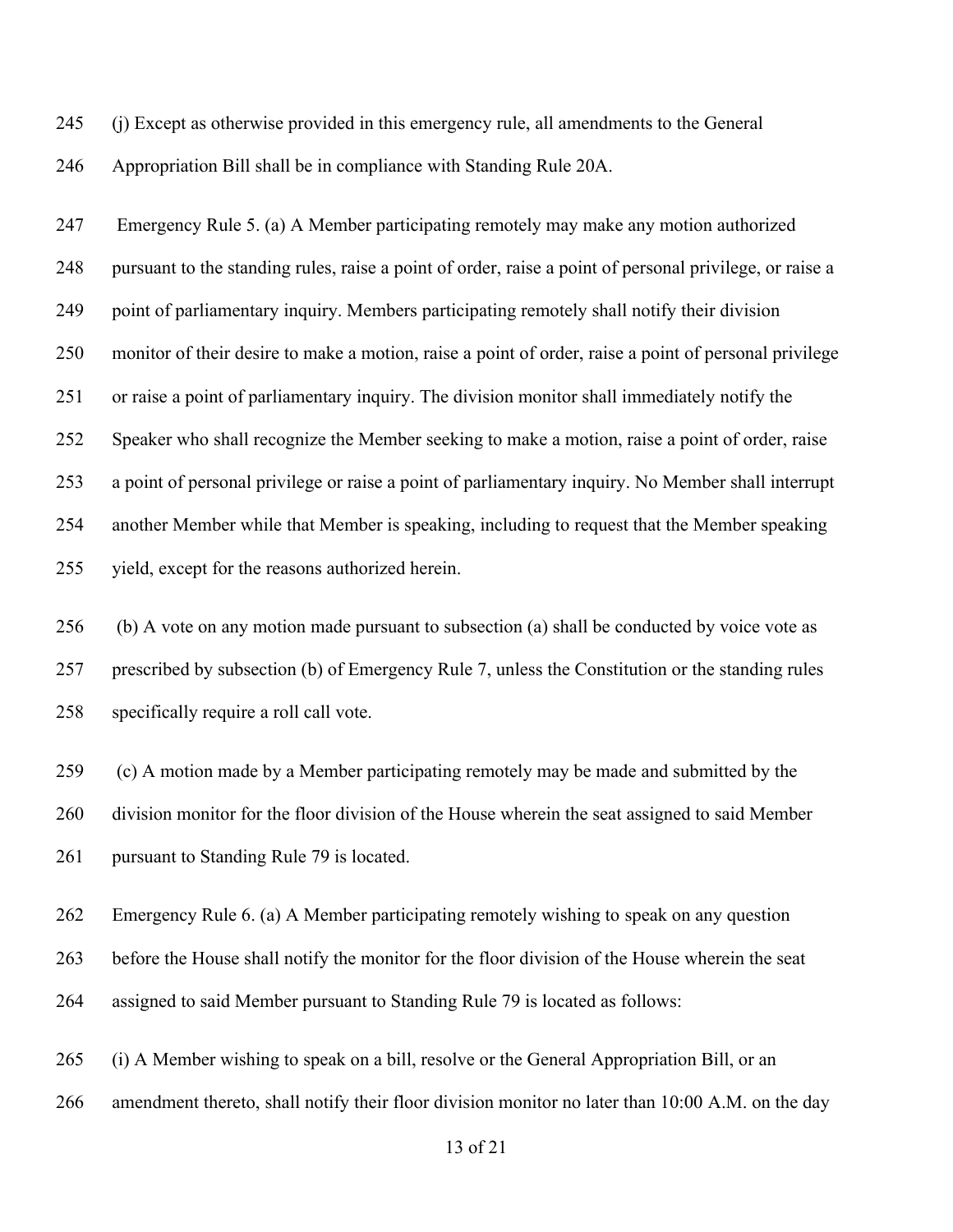(j) Except as otherwise provided in this emergency rule, all amendments to the General Appropriation Bill shall be in compliance with Standing Rule 20A.

Emergency Rule 5. (a) A Member participating remotely may make any motion authorized pursuant to the standing rules, raise a point of order, raise a point of personal privilege, or raise a point of parliamentary inquiry. Members participating remotely shall notify their division monitor of their desire to make a motion, raise a point of order, raise a point of personal privilege or raise a point of parliamentary inquiry. The division monitor shall immediately notify the Speaker who shall recognize the Member seeking to make a motion, raise a point of order, raise a point of personal privilege or raise a point of parliamentary inquiry. No Member shall interrupt another Member while that Member is speaking, including to request that the Member speaking yield, except for the reasons authorized herein.

(b) A vote on any motion made pursuant to subsection (a) shall be conducted by voice vote as prescribed by subsection (b) of Emergency Rule 7, unless the Constitution or the standing rules specifically require a roll call vote.

(c) A motion made by a Member participating remotely may be made and submitted by the division monitor for the floor division of the House wherein the seat assigned to said Member pursuant to Standing Rule 79 is located.

Emergency Rule 6. (a) A Member participating remotely wishing to speak on any question before the House shall notify the monitor for the floor division of the House wherein the seat assigned to said Member pursuant to Standing Rule 79 is located as follows:

(i) A Member wishing to speak on a bill, resolve or the General Appropriation Bill, or an amendment thereto, shall notify their floor division monitor no later than 10:00 A.M. on the day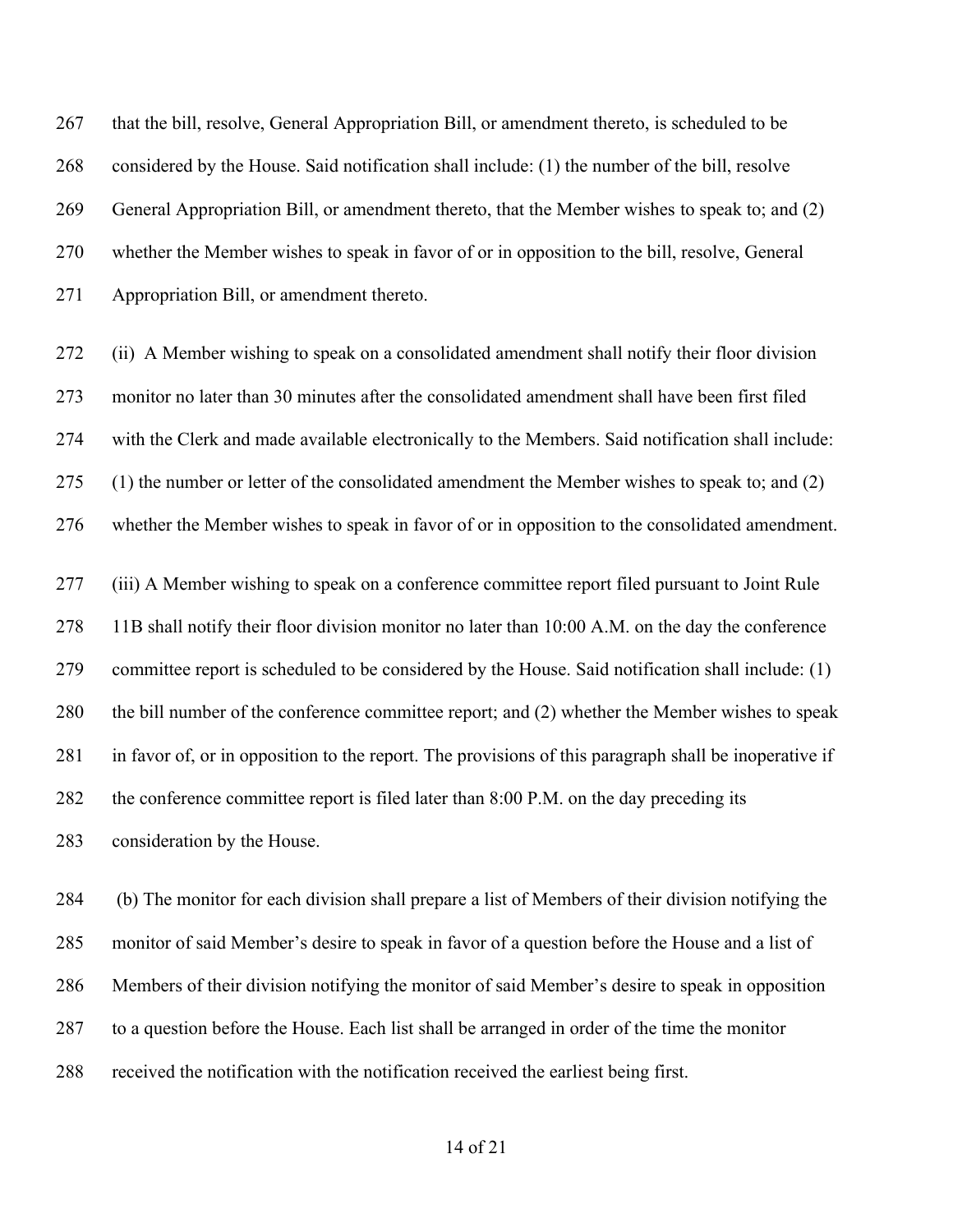that the bill, resolve, General Appropriation Bill, or amendment thereto, is scheduled to be considered by the House. Said notification shall include: (1) the number of the bill, resolve General Appropriation Bill, or amendment thereto, that the Member wishes to speak to; and (2) whether the Member wishes to speak in favor of or in opposition to the bill, resolve, General Appropriation Bill, or amendment thereto.

(ii) A Member wishing to speak on a consolidated amendment shall notify their floor division monitor no later than 30 minutes after the consolidated amendment shall have been first filed with the Clerk and made available electronically to the Members. Said notification shall include: (1) the number or letter of the consolidated amendment the Member wishes to speak to; and (2) whether the Member wishes to speak in favor of or in opposition to the consolidated amendment.

(iii) A Member wishing to speak on a conference committee report filed pursuant to Joint Rule 11B shall notify their floor division monitor no later than 10:00 A.M. on the day the conference committee report is scheduled to be considered by the House. Said notification shall include: (1) the bill number of the conference committee report; and (2) whether the Member wishes to speak in favor of, or in opposition to the report. The provisions of this paragraph shall be inoperative if the conference committee report is filed later than 8:00 P.M. on the day preceding its consideration by the House.

(b) The monitor for each division shall prepare a list of Members of their division notifying the monitor of said Member's desire to speak in favor of a question before the House and a list of Members of their division notifying the monitor of said Member's desire to speak in opposition to a question before the House. Each list shall be arranged in order of the time the monitor received the notification with the notification received the earliest being first.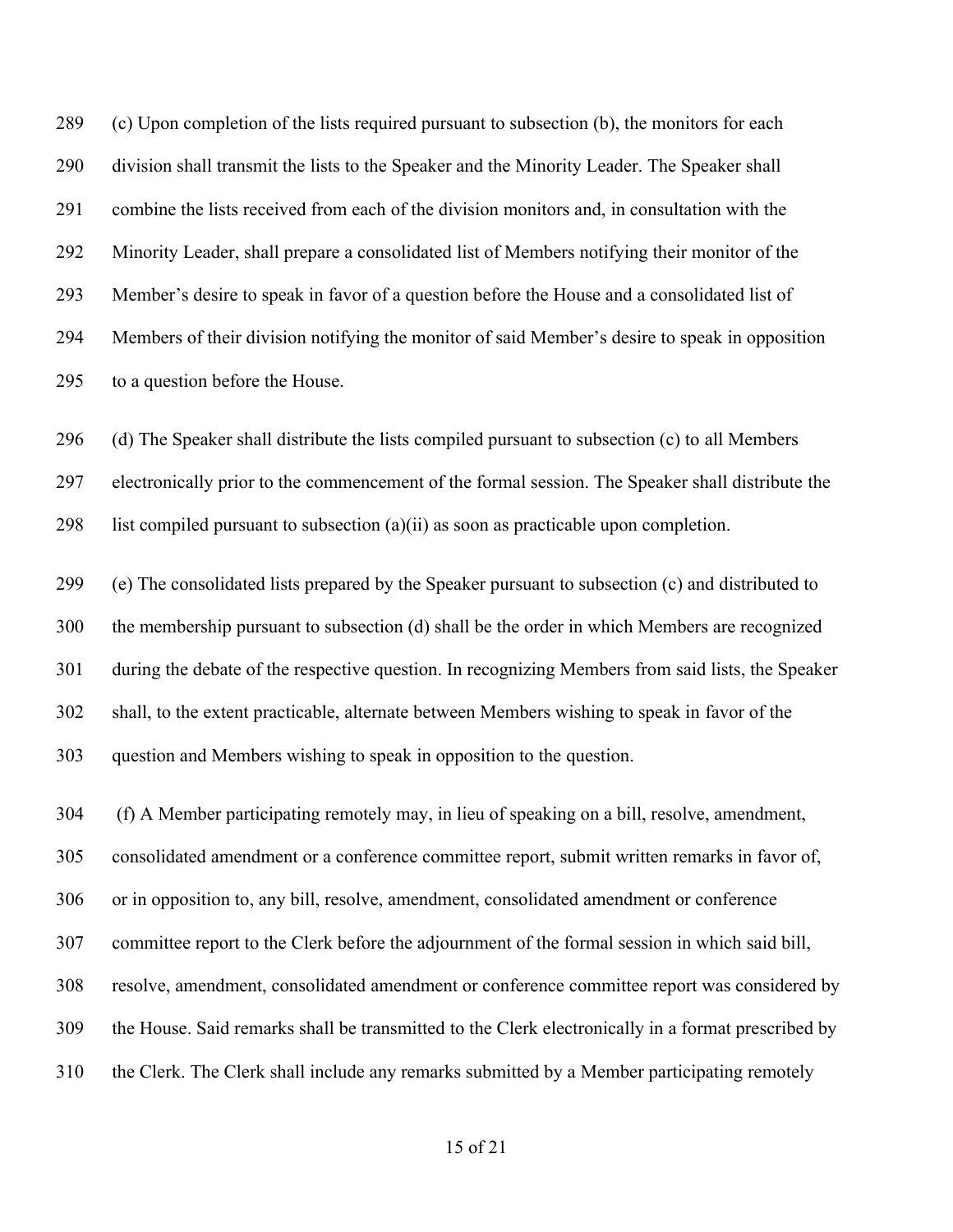(c) Upon completion of the lists required pursuant to subsection (b), the monitors for each division shall transmit the lists to the Speaker and the Minority Leader. The Speaker shall combine the lists received from each of the division monitors and, in consultation with the Minority Leader, shall prepare a consolidated list of Members notifying their monitor of the Member's desire to speak in favor of a question before the House and a consolidated list of Members of their division notifying the monitor of said Member's desire to speak in opposition to a question before the House.

(d) The Speaker shall distribute the lists compiled pursuant to subsection (c) to all Members electronically prior to the commencement of the formal session. The Speaker shall distribute the list compiled pursuant to subsection (a)(ii) as soon as practicable upon completion.

(e) The consolidated lists prepared by the Speaker pursuant to subsection (c) and distributed to the membership pursuant to subsection (d) shall be the order in which Members are recognized during the debate of the respective question. In recognizing Members from said lists, the Speaker shall, to the extent practicable, alternate between Members wishing to speak in favor of the question and Members wishing to speak in opposition to the question.

(f) A Member participating remotely may, in lieu of speaking on a bill, resolve, amendment, consolidated amendment or a conference committee report, submit written remarks in favor of, or in opposition to, any bill, resolve, amendment, consolidated amendment or conference committee report to the Clerk before the adjournment of the formal session in which said bill, resolve, amendment, consolidated amendment or conference committee report was considered by the House. Said remarks shall be transmitted to the Clerk electronically in a format prescribed by the Clerk. The Clerk shall include any remarks submitted by a Member participating remotely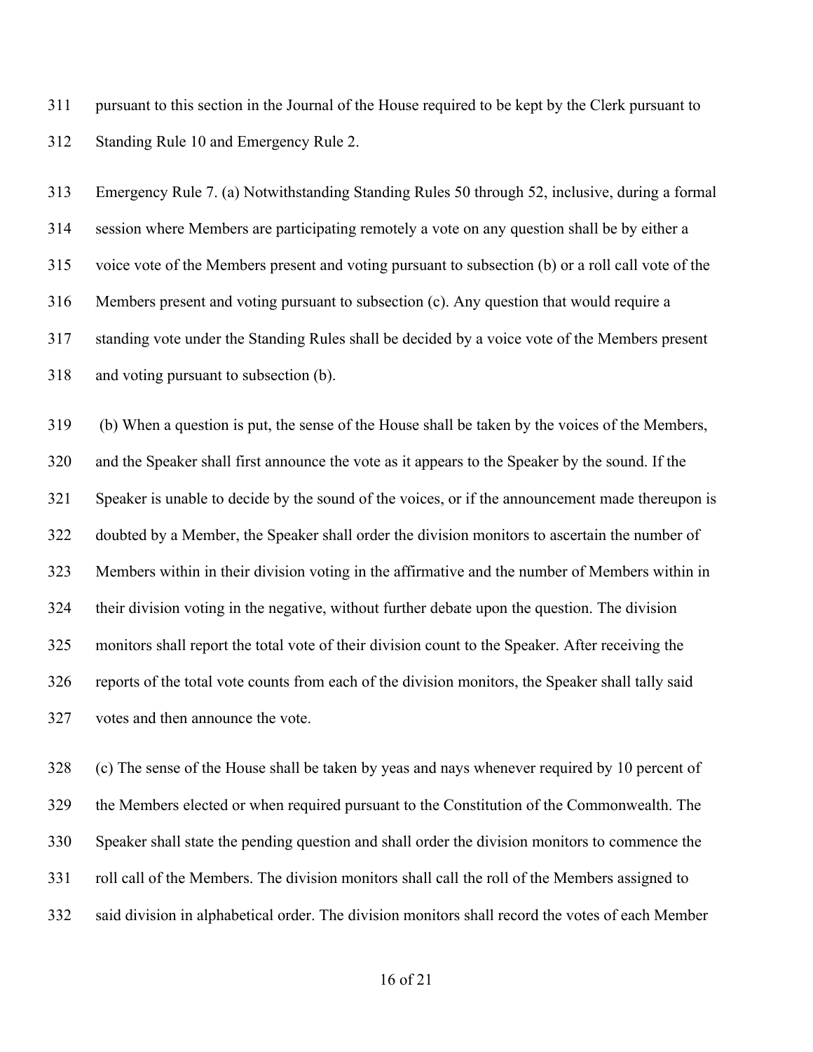pursuant to this section in the Journal of the House required to be kept by the Clerk pursuant to Standing Rule 10 and Emergency Rule 2.

Emergency Rule 7. (a) Notwithstanding Standing Rules 50 through 52, inclusive, during a formal session where Members are participating remotely a vote on any question shall be by either a voice vote of the Members present and voting pursuant to subsection (b) or a roll call vote of the Members present and voting pursuant to subsection (c). Any question that would require a standing vote under the Standing Rules shall be decided by a voice vote of the Members present and voting pursuant to subsection (b).

(b) When a question is put, the sense of the House shall be taken by the voices of the Members, and the Speaker shall first announce the vote as it appears to the Speaker by the sound. If the Speaker is unable to decide by the sound of the voices, or if the announcement made thereupon is doubted by a Member, the Speaker shall order the division monitors to ascertain the number of Members within in their division voting in the affirmative and the number of Members within in their division voting in the negative, without further debate upon the question. The division monitors shall report the total vote of their division count to the Speaker. After receiving the reports of the total vote counts from each of the division monitors, the Speaker shall tally said votes and then announce the vote.

(c) The sense of the House shall be taken by yeas and nays whenever required by 10 percent of the Members elected or when required pursuant to the Constitution of the Commonwealth. The Speaker shall state the pending question and shall order the division monitors to commence the roll call of the Members. The division monitors shall call the roll of the Members assigned to said division in alphabetical order. The division monitors shall record the votes of each Member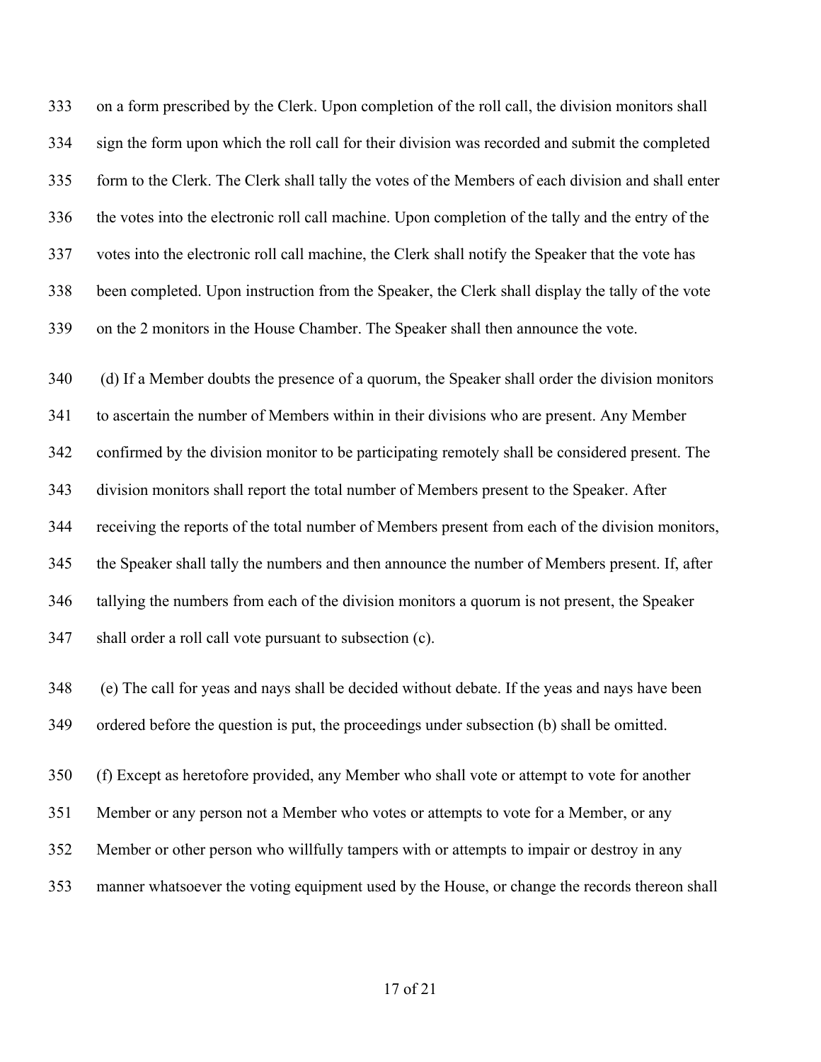333 on a form prescribed by the Clerk. Upon completion of the roll call, the division monitors shall
334 sign the form upon which the roll call for their division was recorded and submit the completed
335 form to the Clerk. The Clerk shall tally the votes of the Members of each division and shall enter
336 the votes into the electronic roll call machine. Upon completion of the tally and the entry of the
337 votes into the electronic roll call machine, the Clerk shall notify the Speaker that the vote has
338 been completed. Upon instruction from the Speaker, the Clerk shall display the tally of the vote
339 on the 2 monitors in the House Chamber. The Speaker shall then announce the vote.

340 (d) If a Member doubts the presence of a quorum, the Speaker shall order the division monitors
341 to ascertain the number of Members within in their divisions who are present. Any Member
342 confirmed by the division monitor to be participating remotely shall be considered present. The
343 division monitors shall report the total number of Members present to the Speaker. After
344 receiving the reports of the total number of Members present from each of the division monitors,
345 the Speaker shall tally the numbers and then announce the number of Members present. If, after
346 tallying the numbers from each of the division monitors a quorum is not present, the Speaker
347 shall order a roll call vote pursuant to subsection (c).

348 (e) The call for yeas and nays shall be decided without debate. If the yeas and nays have been
349 ordered before the question is put, the proceedings under subsection (b) shall be omitted.

350 (f) Except as heretofore provided, any Member who shall vote or attempt to vote for another
351 Member or any person not a Member who votes or attempts to vote for a Member, or any
352 Member or other person who willfully tampers with or attempts to impair or destroy in any
353 manner whatsoever the voting equipment used by the House, or change the records thereon shall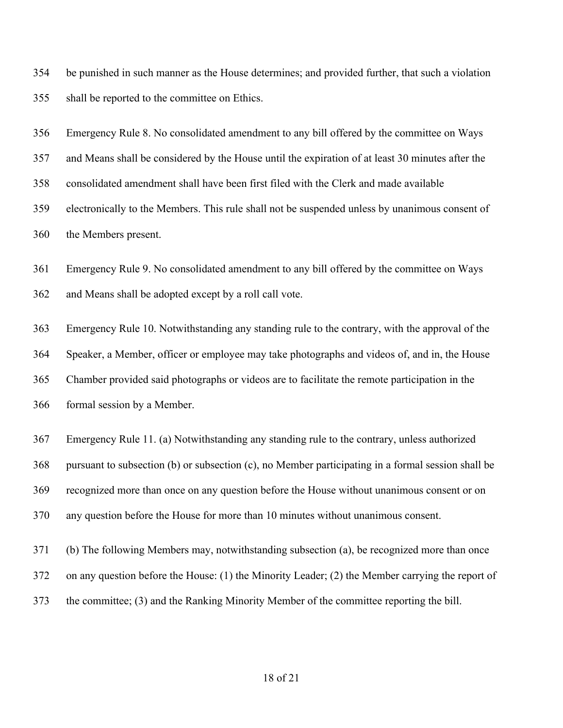be punished in such manner as the House determines; and provided further, that such a violation shall be reported to the committee on Ethics.

Emergency Rule 8. No consolidated amendment to any bill offered by the committee on Ways and Means shall be considered by the House until the expiration of at least 30 minutes after the consolidated amendment shall have been first filed with the Clerk and made available electronically to the Members. This rule shall not be suspended unless by unanimous consent of the Members present.

Emergency Rule 9. No consolidated amendment to any bill offered by the committee on Ways and Means shall be adopted except by a roll call vote.

Emergency Rule 10. Notwithstanding any standing rule to the contrary, with the approval of the Speaker, a Member, officer or employee may take photographs and videos of, and in, the House Chamber provided said photographs or videos are to facilitate the remote participation in the formal session by a Member.

Emergency Rule 11. (a) Notwithstanding any standing rule to the contrary, unless authorized pursuant to subsection (b) or subsection (c), no Member participating in a formal session shall be recognized more than once on any question before the House without unanimous consent or on any question before the House for more than 10 minutes without unanimous consent.

(b) The following Members may, notwithstanding subsection (a), be recognized more than once on any question before the House: (1) the Minority Leader; (2) the Member carrying the report of the committee; (3) and the Ranking Minority Member of the committee reporting the bill.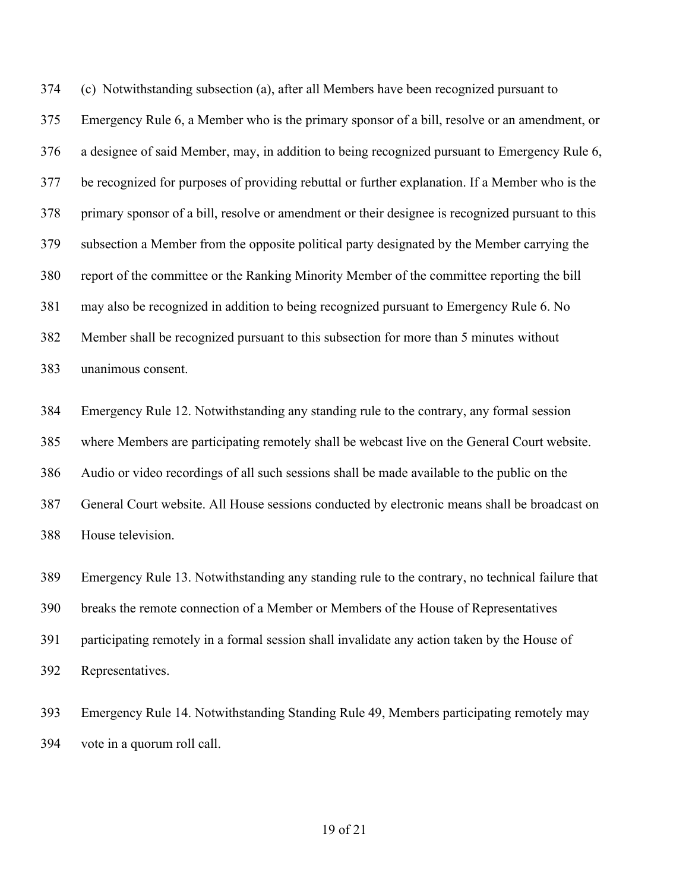(c) Notwithstanding subsection (a), after all Members have been recognized pursuant to Emergency Rule 6, a Member who is the primary sponsor of a bill, resolve or an amendment, or a designee of said Member, may, in addition to being recognized pursuant to Emergency Rule 6, be recognized for purposes of providing rebuttal or further explanation. If a Member who is the primary sponsor of a bill, resolve or amendment or their designee is recognized pursuant to this subsection a Member from the opposite political party designated by the Member carrying the report of the committee or the Ranking Minority Member of the committee reporting the bill may also be recognized in addition to being recognized pursuant to Emergency Rule 6. No Member shall be recognized pursuant to this subsection for more than 5 minutes without unanimous consent.

Emergency Rule 12. Notwithstanding any standing rule to the contrary, any formal session where Members are participating remotely shall be webcast live on the General Court website. Audio or video recordings of all such sessions shall be made available to the public on the General Court website. All House sessions conducted by electronic means shall be broadcast on House television.

Emergency Rule 13. Notwithstanding any standing rule to the contrary, no technical failure that breaks the remote connection of a Member or Members of the House of Representatives participating remotely in a formal session shall invalidate any action taken by the House of Representatives.

Emergency Rule 14. Notwithstanding Standing Rule 49, Members participating remotely may vote in a quorum roll call.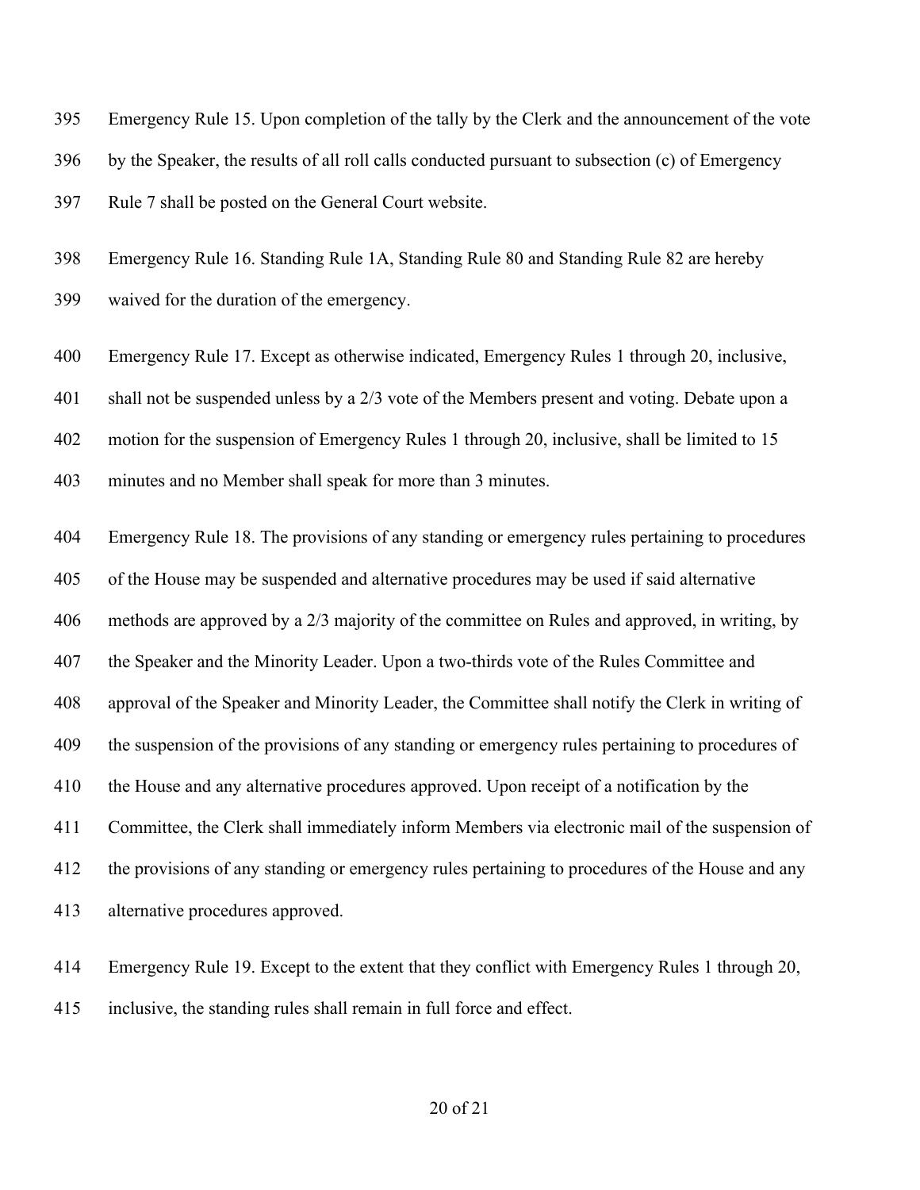Emergency Rule 15. Upon completion of the tally by the Clerk and the announcement of the vote by the Speaker, the results of all roll calls conducted pursuant to subsection (c) of Emergency Rule 7 shall be posted on the General Court website.

Emergency Rule 16. Standing Rule 1A, Standing Rule 80 and Standing Rule 82 are hereby waived for the duration of the emergency.

Emergency Rule 17. Except as otherwise indicated, Emergency Rules 1 through 20, inclusive, shall not be suspended unless by a 2/3 vote of the Members present and voting. Debate upon a motion for the suspension of Emergency Rules 1 through 20, inclusive, shall be limited to 15 minutes and no Member shall speak for more than 3 minutes.

Emergency Rule 18. The provisions of any standing or emergency rules pertaining to procedures of the House may be suspended and alternative procedures may be used if said alternative methods are approved by a 2/3 majority of the committee on Rules and approved, in writing, by the Speaker and the Minority Leader. Upon a two-thirds vote of the Rules Committee and approval of the Speaker and Minority Leader, the Committee shall notify the Clerk in writing of the suspension of the provisions of any standing or emergency rules pertaining to procedures of the House and any alternative procedures approved. Upon receipt of a notification by the Committee, the Clerk shall immediately inform Members via electronic mail of the suspension of the provisions of any standing or emergency rules pertaining to procedures of the House and any alternative procedures approved.

Emergency Rule 19. Except to the extent that they conflict with Emergency Rules 1 through 20, inclusive, the standing rules shall remain in full force and effect.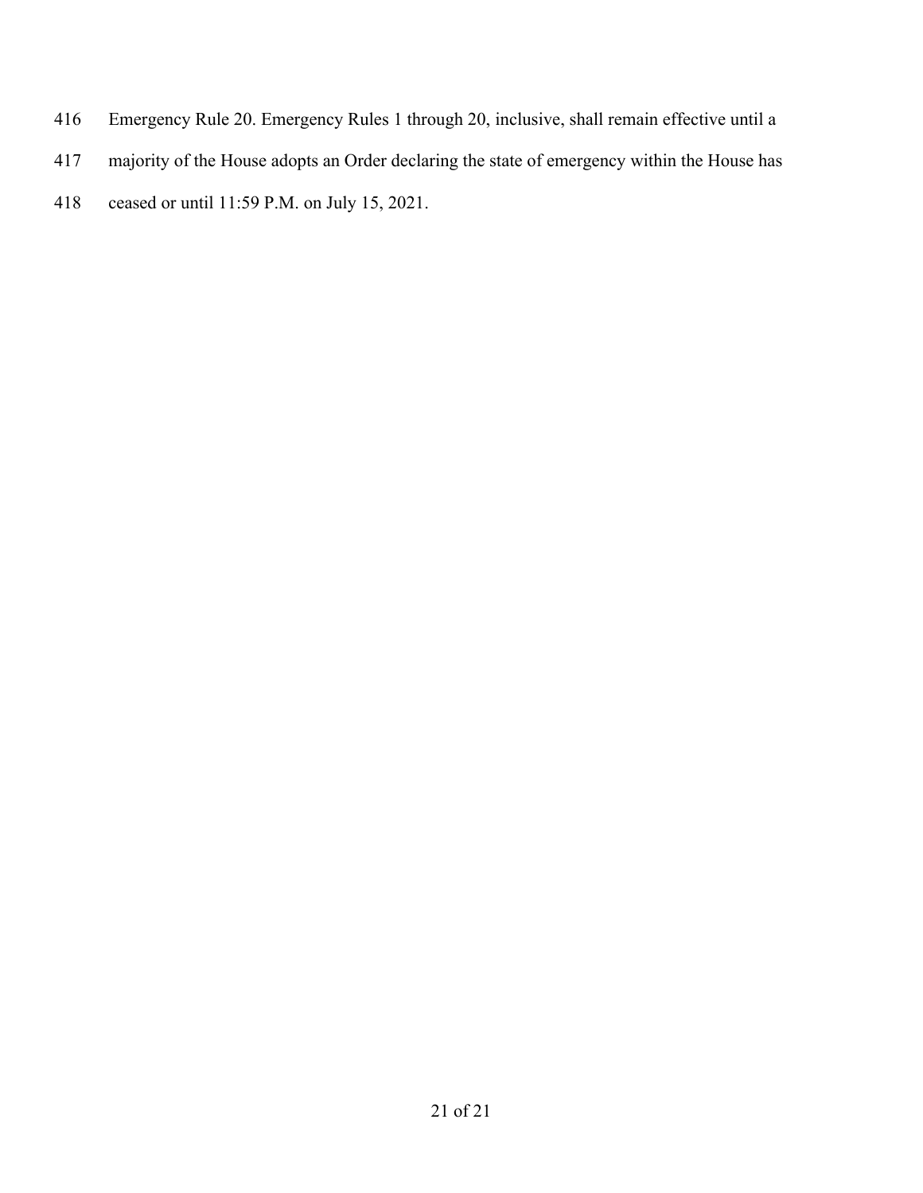416 Emergency Rule 20. Emergency Rules 1 through 20, inclusive, shall remain effective until a

417 majority of the House adopts an Order declaring the state of emergency within the House has

418 ceased or until 11:59 P.M. on July 15, 2021.